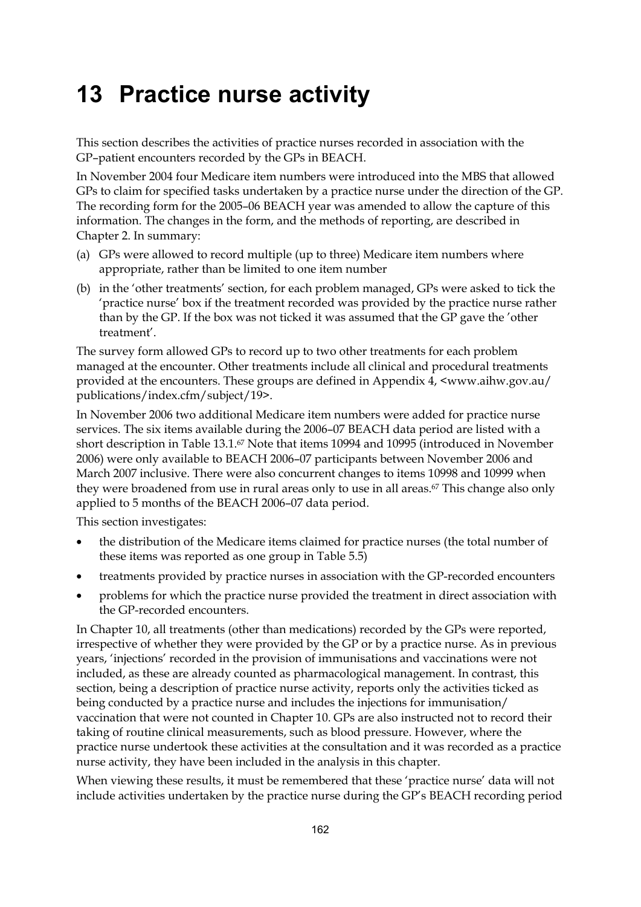# 13 Practice nurse activity

This section describes the activities of practice nurses recorded in association with the GP–patient encounters recorded by the GPs in BEACH.

In November 2004 four Medicare item numbers were introduced into the MBS that allowed GPs to claim for specified tasks undertaken by a practice nurse under the direction of the GP. The recording form for the 2005–06 BEACH year was amended to allow the capture of this information. The changes in the form, and the methods of reporting, are described in Chapter 2. In summary:

(a) GPs were allowed to record multiple (up to three) Medicare item numbers where appropriate, rather than be limited to one item number

(b) in the 'other treatments' section, for each problem managed, GPs were asked to tick the 'practice nurse' box if the treatment recorded was provided by the practice nurse rather than by the GP. If the box was not ticked it was assumed that the GP gave the 'other treatment'.

The survey form allowed GPs to record up to two other treatments for each problem managed at the encounter. Other treatments include all clinical and procedural treatments provided at the encounters. These groups are defined in Appendix 4, <www.aihw.gov.au/publications/index.cfm/subject/19>.

In November 2006 two additional Medicare item numbers were added for practice nurse services. The six items available during the 2006–07 BEACH data period are listed with a short description in Table 13.1.[67] Note that items 10994 and 10995 (introduced in November 2006) were only available to BEACH 2006–07 participants between November 2006 and March 2007 inclusive. There were also concurrent changes to items 10998 and 10999 when they were broadened from use in rural areas only to use in all areas.[67] This change also only applied to 5 months of the BEACH 2006–07 data period.

This section investigates:

- the distribution of the Medicare items claimed for practice nurses (the total number of these items was reported as one group in Table 5.5)
- treatments provided by practice nurses in association with the GP-recorded encounters
- problems for which the practice nurse provided the treatment in direct association with the GP-recorded encounters.

In Chapter 10, all treatments (other than medications) recorded by the GPs were reported, irrespective of whether they were provided by the GP or by a practice nurse. As in previous years, 'injections' recorded in the provision of immunisations and vaccinations were not included, as these are already counted as pharmacological management. In contrast, this section, being a description of practice nurse activity, reports only the activities ticked as being conducted by a practice nurse and includes the injections for immunisation/vaccination that were not counted in Chapter 10. GPs are also instructed not to record their taking of routine clinical measurements, such as blood pressure. However, where the practice nurse undertook these activities at the consultation and it was recorded as a practice nurse activity, they have been included in the analysis in this chapter.

When viewing these results, it must be remembered that these 'practice nurse' data will not include activities undertaken by the practice nurse during the GP's BEACH recording period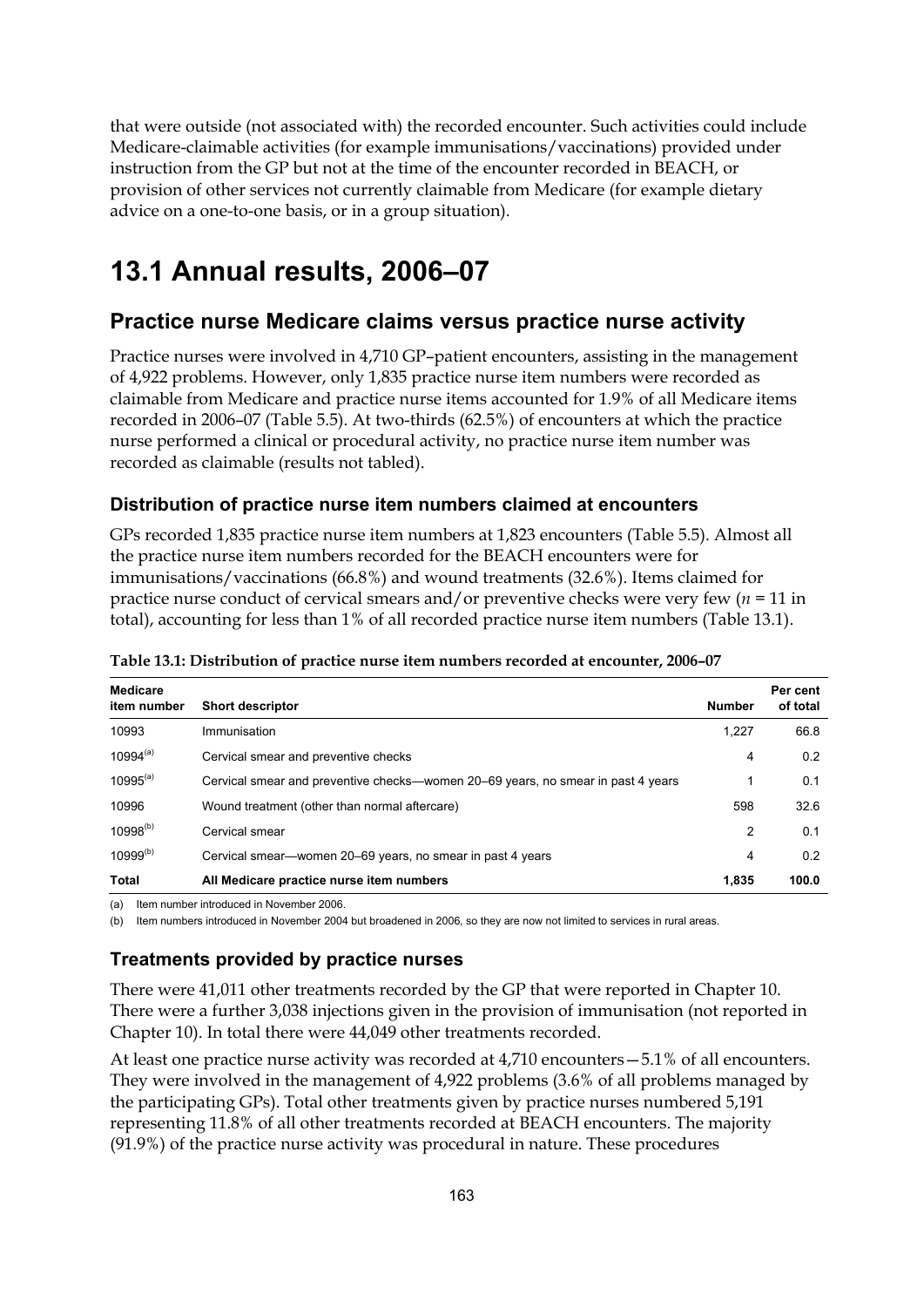that were outside (not associated with) the recorded encounter. Such activities could include Medicare-claimable activities (for example immunisations/vaccinations) provided under instruction from the GP but not at the time of the encounter recorded in BEACH, or provision of other services not currently claimable from Medicare (for example dietary advice on a one-to-one basis, or in a group situation).

# 13.1 Annual results, 2006–07

## Practice nurse Medicare claims versus practice nurse activity

Practice nurses were involved in 4,710 GP–patient encounters, assisting in the management of 4,922 problems. However, only 1,835 practice nurse item numbers were recorded as claimable from Medicare and practice nurse items accounted for 1.9% of all Medicare items recorded in 2006–07 (Table 5.5). At two-thirds (62.5%) of encounters at which the practice nurse performed a clinical or procedural activity, no practice nurse item number was recorded as claimable (results not tabled).

### Distribution of practice nurse item numbers claimed at encounters

GPs recorded 1,835 practice nurse item numbers at 1,823 encounters (Table 5.5). Almost all the practice nurse item numbers recorded for the BEACH encounters were for immunisations/vaccinations (66.8%) and wound treatments (32.6%). Items claimed for practice nurse conduct of cervical smears and/or preventive checks were very few (*n* = 11 in total), accounting for less than 1% of all recorded practice nurse item numbers (Table 13.1).

**Table 13.1: Distribution of practice nurse item numbers recorded at encounter, 2006–07**

| Medicare item number | Short descriptor | Number | Per cent of total |
|---|---|---|---|
| 10993 | Immunisation | 1,227 | 66.8 |
| 10994[(a)] | Cervical smear and preventive checks | 4 | 0.2 |
| 10995[(a)] | Cervical smear and preventive checks—women 20–69 years, no smear in past 4 years | 1 | 0.1 |
| 10996 | Wound treatment (other than normal aftercare) | 598 | 32.6 |
| 10998[(b)] | Cervical smear | 2 | 0.1 |
| 10999[(b)] | Cervical smear—women 20–69 years, no smear in past 4 years | 4 | 0.2 |
| **Total** | **All Medicare practice nurse item numbers** | **1,835** | **100.0** |

(a) Item number introduced in November 2006.

(b) Item numbers introduced in November 2004 but broadened in 2006, so they are now not limited to services in rural areas.

### Treatments provided by practice nurses

There were 41,011 other treatments recorded by the GP that were reported in Chapter 10. There were a further 3,038 injections given in the provision of immunisation (not reported in Chapter 10). In total there were 44,049 other treatments recorded.

At least one practice nurse activity was recorded at 4,710 encounters—5.1% of all encounters. They were involved in the management of 4,922 problems (3.6% of all problems managed by the participating GPs). Total other treatments given by practice nurses numbered 5,191 representing 11.8% of all other treatments recorded at BEACH encounters. The majority (91.9%) of the practice nurse activity was procedural in nature. These procedures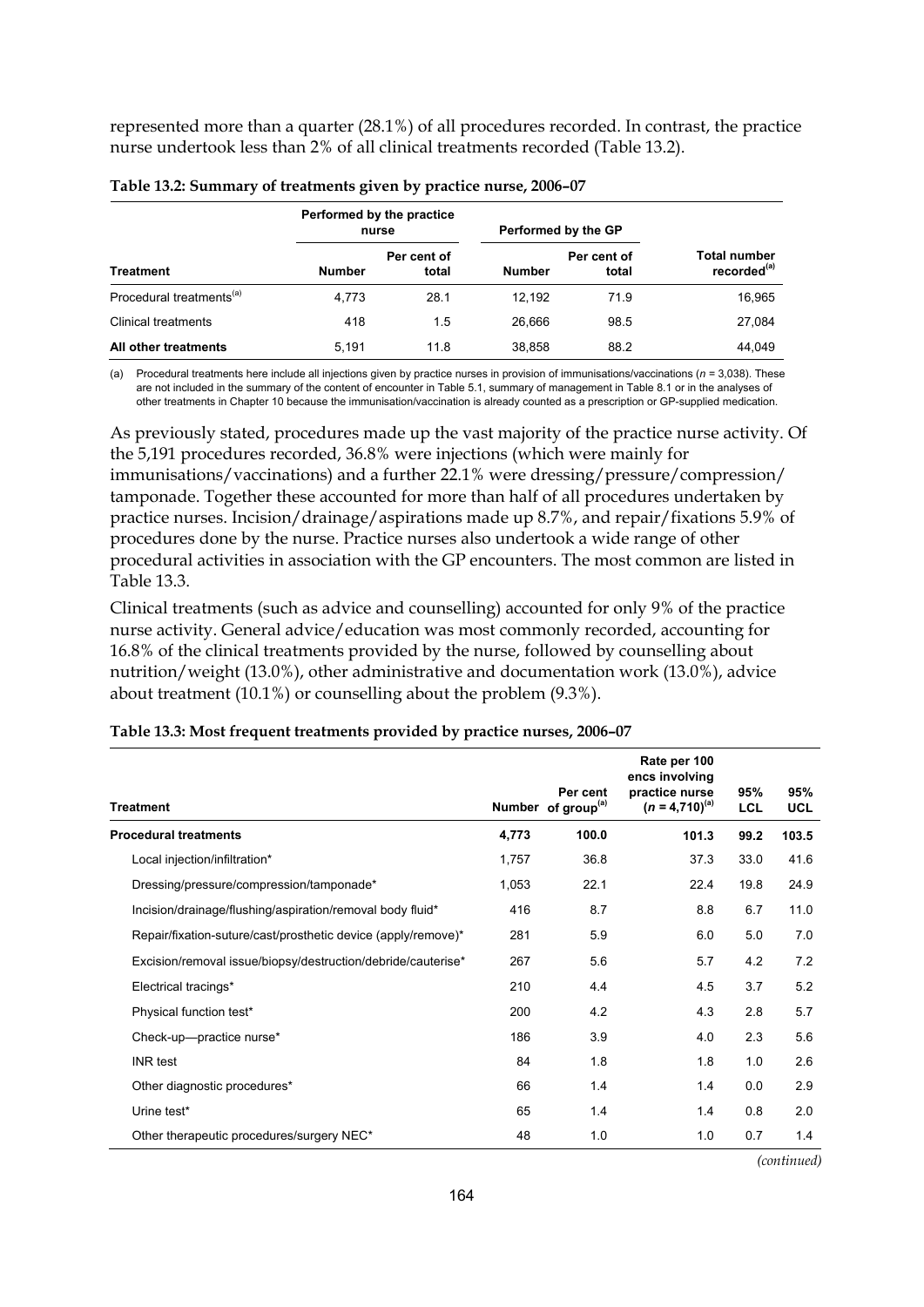represented more than a quarter (28.1%) of all procedures recorded. In contrast, the practice nurse undertook less than 2% of all clinical treatments recorded (Table 13.2).

**Table 13.2: Summary of treatments given by practice nurse, 2006–07**

| | Performed by the practice nurse | | Performed by the GP | | |
|---|---|---|---|---|---|
| **Treatment** | **Number** | **Per cent of total** | **Number** | **Per cent of total** | **Total number recorded[(a)]** |
| Procedural treatments[(a)] | 4,773 | 28.1 | 12,192 | 71.9 | 16,965 |
| Clinical treatments | 418 | 1.5 | 26,666 | 98.5 | 27,084 |
| **All other treatments** | 5,191 | 11.8 | 38,858 | 88.2 | 44,049 |

(a) Procedural treatments here include all injections given by practice nurses in provision of immunisations/vaccinations (*n* = 3,038). These are not included in the summary of the content of encounter in Table 5.1, summary of management in Table 8.1 or in the analyses of other treatments in Chapter 10 because the immunisation/vaccination is already counted as a prescription or GP-supplied medication.

As previously stated, procedures made up the vast majority of the practice nurse activity. Of the 5,191 procedures recorded, 36.8% were injections (which were mainly for immunisations/vaccinations) and a further 22.1% were dressing/pressure/compression/tamponade. Together these accounted for more than half of all procedures undertaken by practice nurses. Incision/drainage/aspirations made up 8.7%, and repair/fixations 5.9% of procedures done by the nurse. Practice nurses also undertook a wide range of other procedural activities in association with the GP encounters. The most common are listed in Table 13.3.

Clinical treatments (such as advice and counselling) accounted for only 9% of the practice nurse activity. General advice/education was most commonly recorded, accounting for 16.8% of the clinical treatments provided by the nurse, followed by counselling about nutrition/weight (13.0%), other administrative and documentation work (13.0%), advice about treatment (10.1%) or counselling about the problem (9.3%).

**Table 13.3: Most frequent treatments provided by practice nurses, 2006–07**

| Treatment | Number | Per cent of group[(a)] | Rate per 100 encs involving practice nurse ($n$ = 4,710)[(a)] | 95% LCL | 95% UCL |
|---|---|---|---|---|---|
| **Procedural treatments** | **4,773** | **100.0** | **101.3** | **99.2** | **103.5** |
| Local injection/infiltration* | 1,757 | 36.8 | 37.3 | 33.0 | 41.6 |
| Dressing/pressure/compression/tamponade* | 1,053 | 22.1 | 22.4 | 19.8 | 24.9 |
| Incision/drainage/flushing/aspiration/removal body fluid* | 416 | 8.7 | 8.8 | 6.7 | 11.0 |
| Repair/fixation-suture/cast/prosthetic device (apply/remove)* | 281 | 5.9 | 6.0 | 5.0 | 7.0 |
| Excision/removal issue/biopsy/destruction/debride/cauterise* | 267 | 5.6 | 5.7 | 4.2 | 7.2 |
| Electrical tracings* | 210 | 4.4 | 4.5 | 3.7 | 5.2 |
| Physical function test* | 200 | 4.2 | 4.3 | 2.8 | 5.7 |
| Check-up—practice nurse* | 186 | 3.9 | 4.0 | 2.3 | 5.6 |
| INR test | 84 | 1.8 | 1.8 | 1.0 | 2.6 |
| Other diagnostic procedures* | 66 | 1.4 | 1.4 | 0.0 | 2.9 |
| Urine test* | 65 | 1.4 | 1.4 | 0.8 | 2.0 |
| Other therapeutic procedures/surgery NEC* | 48 | 1.0 | 1.0 | 0.7 | 1.4 |

*(continued)*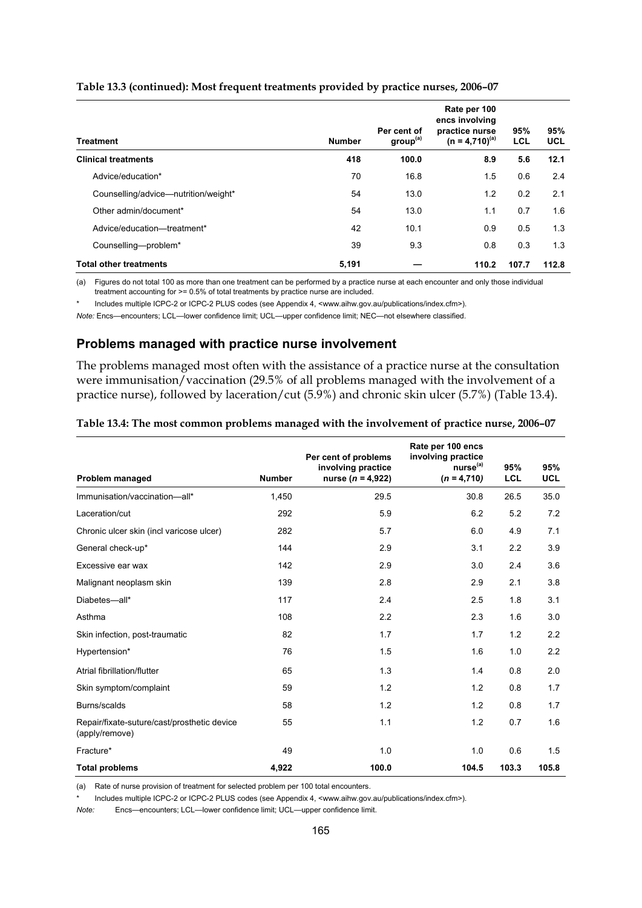**Table 13.3 (continued): Most frequent treatments provided by practice nurses, 2006–07**

| Treatment | Number | Per cent of group[(a)] | Rate per 100 encs involving practice nurse (n = 4,710)[(a)] | 95% LCL | 95% UCL |
|---|---|---|---|---|---|
| **Clinical treatments** | **418** | **100.0** | **8.9** | **5.6** | **12.1** |
| Advice/education* | 70 | 16.8 | 1.5 | 0.6 | 2.4 |
| Counselling/advice—nutrition/weight* | 54 | 13.0 | 1.2 | 0.2 | 2.1 |
| Other admin/document* | 54 | 13.0 | 1.1 | 0.7 | 1.6 |
| Advice/education—treatment* | 42 | 10.1 | 0.9 | 0.5 | 1.3 |
| Counselling—problem* | 39 | 9.3 | 0.8 | 0.3 | 1.3 |
| **Total other treatments** | **5,191** | **—** | **110.2** | **107.7** | **112.8** |

(a) Figures do not total 100 as more than one treatment can be performed by a practice nurse at each encounter and only those individual treatment accounting for >= 0.5% of total treatments by practice nurse are included.

\* Includes multiple ICPC-2 or ICPC-2 PLUS codes (see Appendix 4, <www.aihw.gov.au/publications/index.cfm>).

*Note:* Encs—encounters; LCL—lower confidence limit; UCL—upper confidence limit; NEC—not elsewhere classified.

## Problems managed with practice nurse involvement

The problems managed most often with the assistance of a practice nurse at the consultation were immunisation/vaccination (29.5% of all problems managed with the involvement of a practice nurse), followed by laceration/cut (5.9%) and chronic skin ulcer (5.7%) (Table 13.4).

**Table 13.4: The most common problems managed with the involvement of practice nurse, 2006–07**

| Problem managed | Number | Per cent of problems involving practice nurse (*n* = 4,922) | Rate per 100 encs involving practice nurse[(a)] (*n* = 4,710) | 95% LCL | 95% UCL |
|---|---|---|---|---|---|
| Immunisation/vaccination—all* | 1,450 | 29.5 | 30.8 | 26.5 | 35.0 |
| Laceration/cut | 292 | 5.9 | 6.2 | 5.2 | 7.2 |
| Chronic ulcer skin (incl varicose ulcer) | 282 | 5.7 | 6.0 | 4.9 | 7.1 |
| General check-up* | 144 | 2.9 | 3.1 | 2.2 | 3.9 |
| Excessive ear wax | 142 | 2.9 | 3.0 | 2.4 | 3.6 |
| Malignant neoplasm skin | 139 | 2.8 | 2.9 | 2.1 | 3.8 |
| Diabetes—all* | 117 | 2.4 | 2.5 | 1.8 | 3.1 |
| Asthma | 108 | 2.2 | 2.3 | 1.6 | 3.0 |
| Skin infection, post-traumatic | 82 | 1.7 | 1.7 | 1.2 | 2.2 |
| Hypertension* | 76 | 1.5 | 1.6 | 1.0 | 2.2 |
| Atrial fibrillation/flutter | 65 | 1.3 | 1.4 | 0.8 | 2.0 |
| Skin symptom/complaint | 59 | 1.2 | 1.2 | 0.8 | 1.7 |
| Burns/scalds | 58 | 1.2 | 1.2 | 0.8 | 1.7 |
| Repair/fixate-suture/cast/prosthetic device (apply/remove) | 55 | 1.1 | 1.2 | 0.7 | 1.6 |
| Fracture* | 49 | 1.0 | 1.0 | 0.6 | 1.5 |
| **Total problems** | **4,922** | **100.0** | **104.5** | **103.3** | **105.8** |

(a) Rate of nurse provision of treatment for selected problem per 100 total encounters.

\* Includes multiple ICPC-2 or ICPC-2 PLUS codes (see Appendix 4, <www.aihw.gov.au/publications/index.cfm>).

*Note:* Encs—encounters; LCL—lower confidence limit; UCL—upper confidence limit.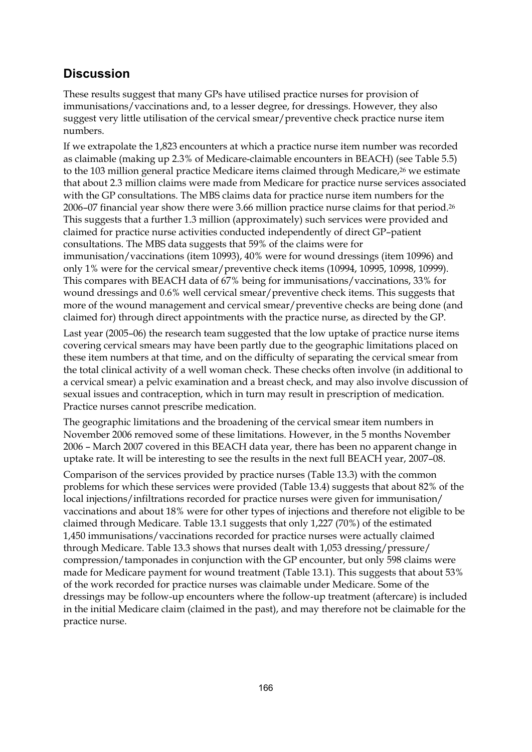## Discussion

These results suggest that many GPs have utilised practice nurses for provision of immunisations/vaccinations and, to a lesser degree, for dressings. However, they also suggest very little utilisation of the cervical smear/preventive check practice nurse item numbers.

If we extrapolate the 1,823 encounters at which a practice nurse item number was recorded as claimable (making up 2.3% of Medicare-claimable encounters in BEACH) (see Table 5.5) to the 103 million general practice Medicare items claimed through Medicare,[26] we estimate that about 2.3 million claims were made from Medicare for practice nurse services associated with the GP consultations. The MBS claims data for practice nurse item numbers for the 2006–07 financial year show there were 3.66 million practice nurse claims for that period.[26] This suggests that a further 1.3 million (approximately) such services were provided and claimed for practice nurse activities conducted independently of direct GP–patient consultations. The MBS data suggests that 59% of the claims were for immunisation/vaccinations (item 10993), 40% were for wound dressings (item 10996) and only 1% were for the cervical smear/preventive check items (10994, 10995, 10998, 10999). This compares with BEACH data of 67% being for immunisations/vaccinations, 33% for wound dressings and 0.6% well cervical smear/preventive check items. This suggests that more of the wound management and cervical smear/preventive checks are being done (and claimed for) through direct appointments with the practice nurse, as directed by the GP.

Last year (2005–06) the research team suggested that the low uptake of practice nurse items covering cervical smears may have been partly due to the geographic limitations placed on these item numbers at that time, and on the difficulty of separating the cervical smear from the total clinical activity of a well woman check. These checks often involve (in additional to a cervical smear) a pelvic examination and a breast check, and may also involve discussion of sexual issues and contraception, which in turn may result in prescription of medication. Practice nurses cannot prescribe medication.

The geographic limitations and the broadening of the cervical smear item numbers in November 2006 removed some of these limitations. However, in the 5 months November 2006 – March 2007 covered in this BEACH data year, there has been no apparent change in uptake rate. It will be interesting to see the results in the next full BEACH year, 2007–08.

Comparison of the services provided by practice nurses (Table 13.3) with the common problems for which these services were provided (Table 13.4) suggests that about 82% of the local injections/infiltrations recorded for practice nurses were given for immunisation/vaccinations and about 18% were for other types of injections and therefore not eligible to be claimed through Medicare. Table 13.1 suggests that only 1,227 (70%) of the estimated 1,450 immunisations/vaccinations recorded for practice nurses were actually claimed through Medicare. Table 13.3 shows that nurses dealt with 1,053 dressing/pressure/compression/tamponades in conjunction with the GP encounter, but only 598 claims were made for Medicare payment for wound treatment (Table 13.1). This suggests that about 53% of the work recorded for practice nurses was claimable under Medicare. Some of the dressings may be follow-up encounters where the follow-up treatment (aftercare) is included in the initial Medicare claim (claimed in the past), and may therefore not be claimable for the practice nurse.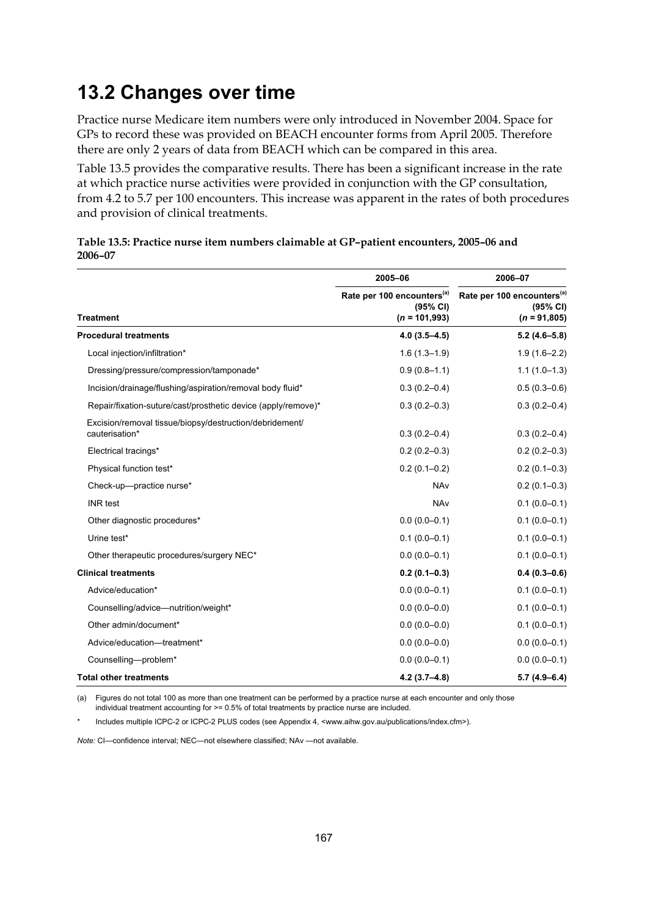# 13.2 Changes over time

Practice nurse Medicare item numbers were only introduced in November 2004. Space for GPs to record these was provided on BEACH encounter forms from April 2005. Therefore there are only 2 years of data from BEACH which can be compared in this area.

Table 13.5 provides the comparative results. There has been a significant increase in the rate at which practice nurse activities were provided in conjunction with the GP consultation, from 4.2 to 5.7 per 100 encounters. This increase was apparent in the rates of both procedures and provision of clinical treatments.

**Table 13.5: Practice nurse item numbers claimable at GP–patient encounters, 2005–06 and 2006–07**

| | 2005–06 | 2006–07 |
|---|---|---|
| **Treatment** | Rate per 100 encounters[(a)] (95% CI) (*n* = 101,993) | Rate per 100 encounters[(a)] (95% CI) (*n* = 91,805) |
| **Procedural treatments** | **4.0 (3.5–4.5)** | **5.2 (4.6–5.8)** |
| Local injection/infiltration* | 1.6 (1.3–1.9) | 1.9 (1.6–2.2) |
| Dressing/pressure/compression/tamponade* | 0.9 (0.8–1.1) | 1.1 (1.0–1.3) |
| Incision/drainage/flushing/aspiration/removal body fluid* | 0.3 (0.2–0.4) | 0.5 (0.3–0.6) |
| Repair/fixation-suture/cast/prosthetic device (apply/remove)* | 0.3 (0.2–0.3) | 0.3 (0.2–0.4) |
| Excision/removal tissue/biopsy/destruction/debridement/ cauterisation* | 0.3 (0.2–0.4) | 0.3 (0.2–0.4) |
| Electrical tracings* | 0.2 (0.2–0.3) | 0.2 (0.2–0.3) |
| Physical function test* | 0.2 (0.1–0.2) | 0.2 (0.1–0.3) |
| Check-up—practice nurse* | NAv | 0.2 (0.1–0.3) |
| INR test | NAv | 0.1 (0.0–0.1) |
| Other diagnostic procedures* | 0.0 (0.0–0.1) | 0.1 (0.0–0.1) |
| Urine test* | 0.1 (0.0–0.1) | 0.1 (0.0–0.1) |
| Other therapeutic procedures/surgery NEC* | 0.0 (0.0–0.1) | 0.1 (0.0–0.1) |
| **Clinical treatments** | **0.2 (0.1–0.3)** | **0.4 (0.3–0.6)** |
| Advice/education* | 0.0 (0.0–0.1) | 0.1 (0.0–0.1) |
| Counselling/advice—nutrition/weight* | 0.0 (0.0–0.0) | 0.1 (0.0–0.1) |
| Other admin/document* | 0.0 (0.0–0.0) | 0.1 (0.0–0.1) |
| Advice/education—treatment* | 0.0 (0.0–0.0) | 0.0 (0.0–0.1) |
| Counselling—problem* | 0.0 (0.0–0.1) | 0.0 (0.0–0.1) |
| **Total other treatments** | **4.2 (3.7–4.8)** | **5.7 (4.9–6.4)** |

(a) Figures do not total 100 as more than one treatment can be performed by a practice nurse at each encounter and only those individual treatment accounting for >= 0.5% of total treatments by practice nurse are included.

\* Includes multiple ICPC-2 or ICPC-2 PLUS codes (see Appendix 4, <www.aihw.gov.au/publications/index.cfm>).

*Note:* CI—confidence interval; NEC—not elsewhere classified; NAv —not available.